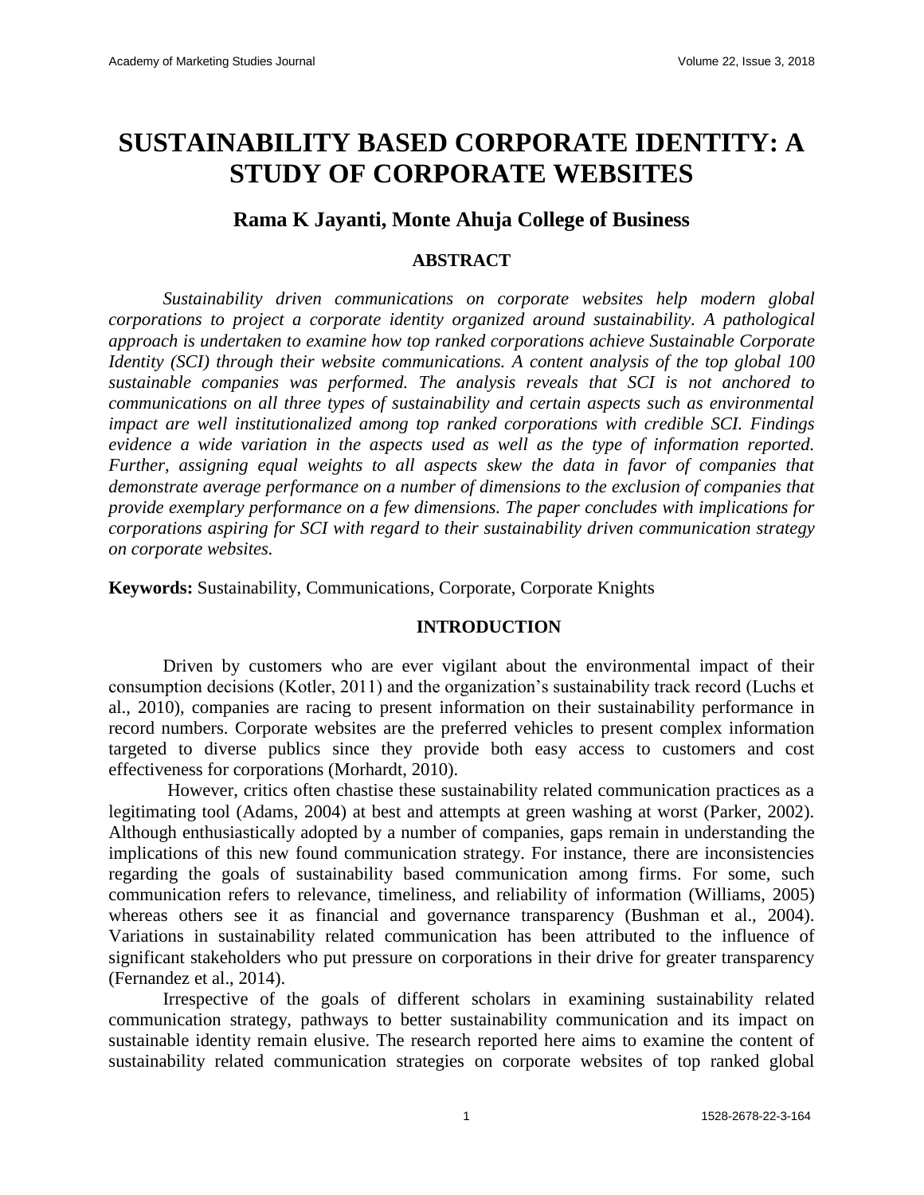# SUSTAINABILITY BASED CORPORATE IDENTITY: A STUDY OF CORPORATE WEBSITES

## Rama K Jayanti, Monte Ahuja College of Business

### ABSTRACT

*Sustainability driven communications on corporate websites help modern global corporations to project a corporate identity organized around sustainability. A pathological approach is undertaken to examine how top ranked corporations achieve Sustainable Corporate Identity (SCI) through their website communications. A content analysis of the top global 100 sustainable companies was performed. The analysis reveals that SCI is not anchored to communications on all three types of sustainability and certain aspects such as environmental impact are well institutionalized among top ranked corporations with credible SCI. Findings evidence a wide variation in the aspects used as well as the type of information reported. Further, assigning equal weights to all aspects skew the data in favor of companies that demonstrate average performance on a number of dimensions to the exclusion of companies that provide exemplary performance on a few dimensions. The paper concludes with implications for corporations aspiring for SCI with regard to their sustainability driven communication strategy on corporate websites.*

**Keywords:** Sustainability, Communications, Corporate, Corporate Knights

### INTRODUCTION

Driven by customers who are ever vigilant about the environmental impact of their consumption decisions (Kotler, 2011) and the organization's sustainability track record (Luchs et al., 2010), companies are racing to present information on their sustainability performance in record numbers. Corporate websites are the preferred vehicles to present complex information targeted to diverse publics since they provide both easy access to customers and cost effectiveness for corporations (Morhardt, 2010).

However, critics often chastise these sustainability related communication practices as a legitimating tool (Adams, 2004) at best and attempts at green washing at worst (Parker, 2002). Although enthusiastically adopted by a number of companies, gaps remain in understanding the implications of this new found communication strategy. For instance, there are inconsistencies regarding the goals of sustainability based communication among firms. For some, such communication refers to relevance, timeliness, and reliability of information (Williams, 2005) whereas others see it as financial and governance transparency (Bushman et al., 2004). Variations in sustainability related communication has been attributed to the influence of significant stakeholders who put pressure on corporations in their drive for greater transparency (Fernandez et al., 2014).

Irrespective of the goals of different scholars in examining sustainability related communication strategy, pathways to better sustainability communication and its impact on sustainable identity remain elusive. The research reported here aims to examine the content of sustainability related communication strategies on corporate websites of top ranked global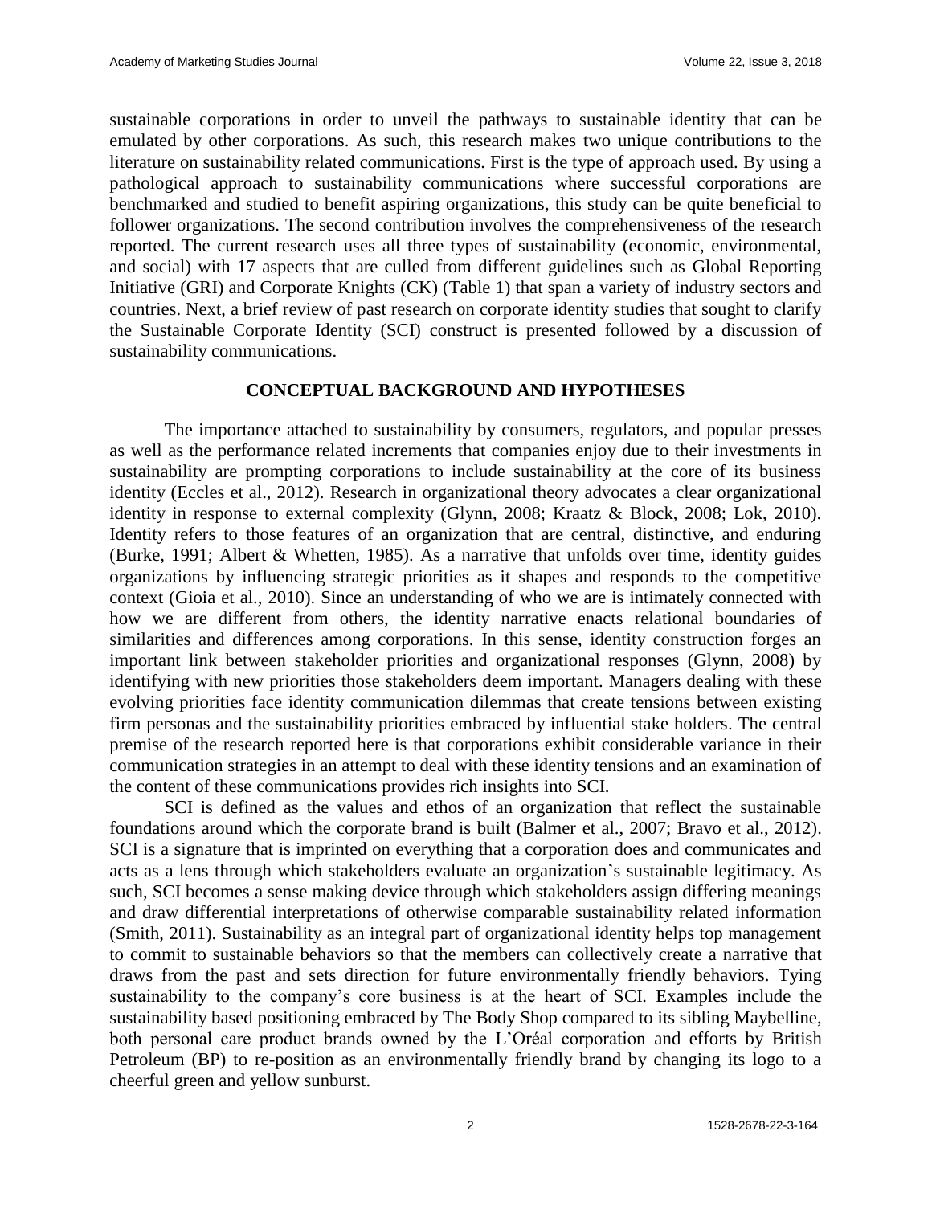sustainable corporations in order to unveil the pathways to sustainable identity that can be emulated by other corporations. As such, this research makes two unique contributions to the literature on sustainability related communications. First is the type of approach used. By using a pathological approach to sustainability communications where successful corporations are benchmarked and studied to benefit aspiring organizations, this study can be quite beneficial to follower organizations. The second contribution involves the comprehensiveness of the research reported. The current research uses all three types of sustainability (economic, environmental, and social) with 17 aspects that are culled from different guidelines such as Global Reporting Initiative (GRI) and Corporate Knights (CK) (Table 1) that span a variety of industry sectors and countries. Next, a brief review of past research on corporate identity studies that sought to clarify the Sustainable Corporate Identity (SCI) construct is presented followed by a discussion of sustainability communications.

## CONCEPTUAL BACKGROUND AND HYPOTHESES

The importance attached to sustainability by consumers, regulators, and popular presses as well as the performance related increments that companies enjoy due to their investments in sustainability are prompting corporations to include sustainability at the core of its business identity (Eccles et al., 2012). Research in organizational theory advocates a clear organizational identity in response to external complexity (Glynn, 2008; Kraatz & Block, 2008; Lok, 2010). Identity refers to those features of an organization that are central, distinctive, and enduring (Burke, 1991; Albert & Whetten, 1985). As a narrative that unfolds over time, identity guides organizations by influencing strategic priorities as it shapes and responds to the competitive context (Gioia et al., 2010). Since an understanding of who we are is intimately connected with how we are different from others, the identity narrative enacts relational boundaries of similarities and differences among corporations. In this sense, identity construction forges an important link between stakeholder priorities and organizational responses (Glynn, 2008) by identifying with new priorities those stakeholders deem important. Managers dealing with these evolving priorities face identity communication dilemmas that create tensions between existing firm personas and the sustainability priorities embraced by influential stake holders. The central premise of the research reported here is that corporations exhibit considerable variance in their communication strategies in an attempt to deal with these identity tensions and an examination of the content of these communications provides rich insights into SCI.

SCI is defined as the values and ethos of an organization that reflect the sustainable foundations around which the corporate brand is built (Balmer et al., 2007; Bravo et al., 2012). SCI is a signature that is imprinted on everything that a corporation does and communicates and acts as a lens through which stakeholders evaluate an organization's sustainable legitimacy. As such, SCI becomes a sense making device through which stakeholders assign differing meanings and draw differential interpretations of otherwise comparable sustainability related information (Smith, 2011). Sustainability as an integral part of organizational identity helps top management to commit to sustainable behaviors so that the members can collectively create a narrative that draws from the past and sets direction for future environmentally friendly behaviors. Tying sustainability to the company's core business is at the heart of SCI. Examples include the sustainability based positioning embraced by The Body Shop compared to its sibling Maybelline, both personal care product brands owned by the L'Oréal corporation and efforts by British Petroleum (BP) to re-position as an environmentally friendly brand by changing its logo to a cheerful green and yellow sunburst.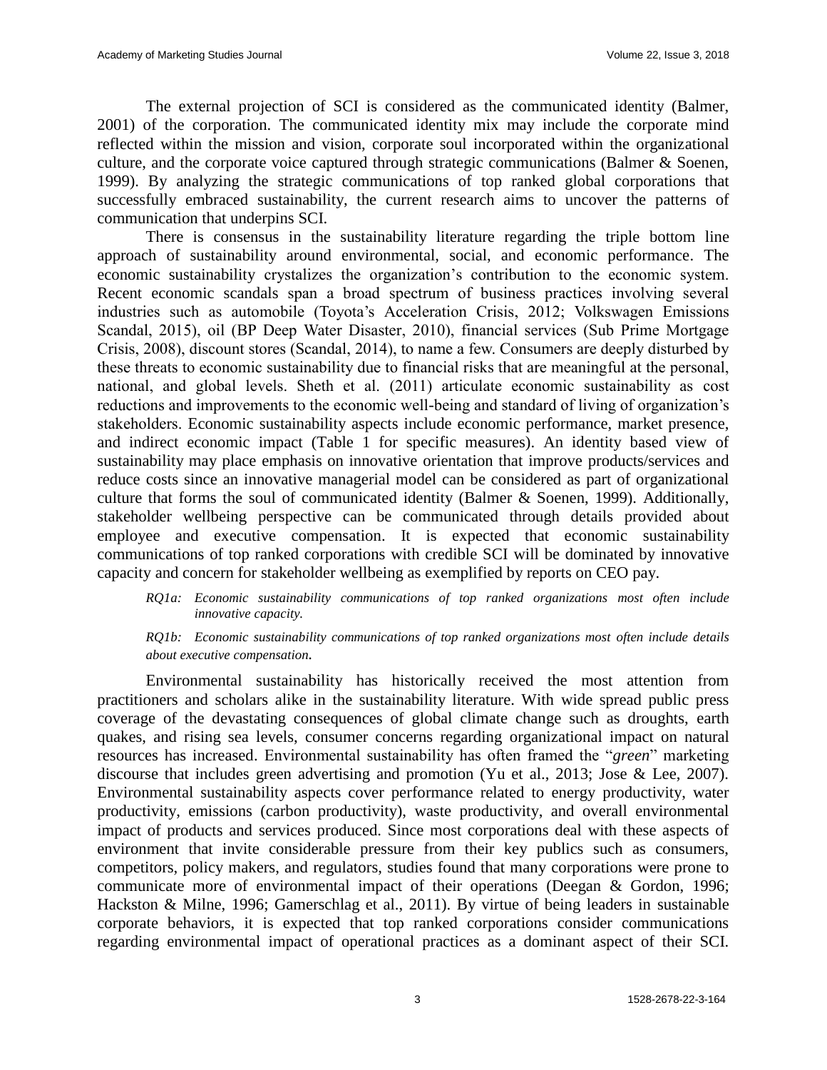The external projection of SCI is considered as the communicated identity (Balmer, 2001) of the corporation. The communicated identity mix may include the corporate mind reflected within the mission and vision, corporate soul incorporated within the organizational culture, and the corporate voice captured through strategic communications (Balmer & Soenen, 1999). By analyzing the strategic communications of top ranked global corporations that successfully embraced sustainability, the current research aims to uncover the patterns of communication that underpins SCI.

There is consensus in the sustainability literature regarding the triple bottom line approach of sustainability around environmental, social, and economic performance. The economic sustainability crystalizes the organization's contribution to the economic system. Recent economic scandals span a broad spectrum of business practices involving several industries such as automobile (Toyota's Acceleration Crisis, 2012; Volkswagen Emissions Scandal, 2015), oil (BP Deep Water Disaster, 2010), financial services (Sub Prime Mortgage Crisis, 2008), discount stores (Scandal, 2014), to name a few. Consumers are deeply disturbed by these threats to economic sustainability due to financial risks that are meaningful at the personal, national, and global levels. Sheth et al. (2011) articulate economic sustainability as cost reductions and improvements to the economic well-being and standard of living of organization's stakeholders. Economic sustainability aspects include economic performance, market presence, and indirect economic impact (Table 1 for specific measures). An identity based view of sustainability may place emphasis on innovative orientation that improve products/services and reduce costs since an innovative managerial model can be considered as part of organizational culture that forms the soul of communicated identity (Balmer & Soenen, 1999). Additionally, stakeholder wellbeing perspective can be communicated through details provided about employee and executive compensation. It is expected that economic sustainability communications of top ranked corporations with credible SCI will be dominated by innovative capacity and concern for stakeholder wellbeing as exemplified by reports on CEO pay.

*RQ1a: Economic sustainability communications of top ranked organizations most often include innovative capacity.*

*RQ1b: Economic sustainability communications of top ranked organizations most often include details about executive compensation.*

Environmental sustainability has historically received the most attention from practitioners and scholars alike in the sustainability literature. With wide spread public press coverage of the devastating consequences of global climate change such as droughts, earth quakes, and rising sea levels, consumer concerns regarding organizational impact on natural resources has increased. Environmental sustainability has often framed the "*green*" marketing discourse that includes green advertising and promotion (Yu et al., 2013; Jose & Lee, 2007). Environmental sustainability aspects cover performance related to energy productivity, water productivity, emissions (carbon productivity), waste productivity, and overall environmental impact of products and services produced. Since most corporations deal with these aspects of environment that invite considerable pressure from their key publics such as consumers, competitors, policy makers, and regulators, studies found that many corporations were prone to communicate more of environmental impact of their operations (Deegan & Gordon, 1996; Hackston & Milne, 1996; Gamerschlag et al., 2011). By virtue of being leaders in sustainable corporate behaviors, it is expected that top ranked corporations consider communications regarding environmental impact of operational practices as a dominant aspect of their SCI.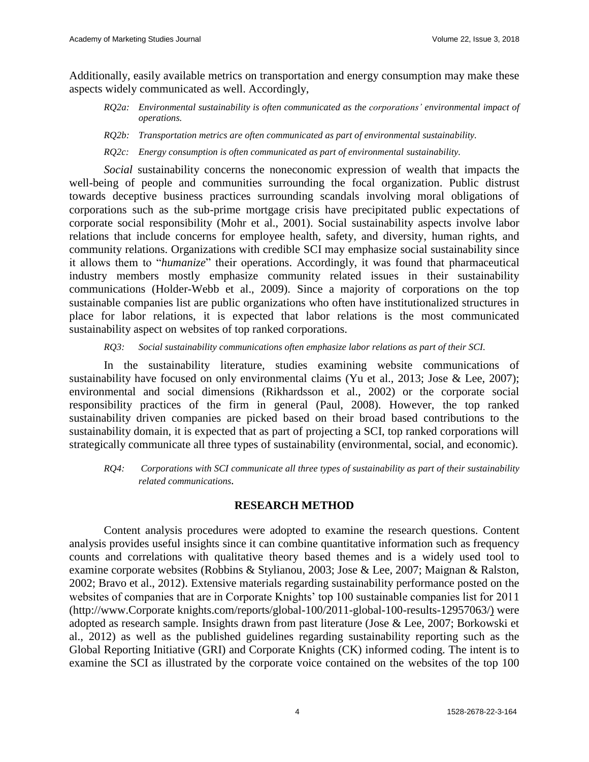Additionally, easily available metrics on transportation and energy consumption may make these aspects widely communicated as well. Accordingly,

*RQ2a: Environmental sustainability is often communicated as the corporations' environmental impact of operations.*

*RQ2b: Transportation metrics are often communicated as part of environmental sustainability.*

*RQ2c: Energy consumption is often communicated as part of environmental sustainability.*

*Social* sustainability concerns the noneconomic expression of wealth that impacts the well-being of people and communities surrounding the focal organization. Public distrust towards deceptive business practices surrounding scandals involving moral obligations of corporations such as the sub-prime mortgage crisis have precipitated public expectations of corporate social responsibility (Mohr et al., 2001). Social sustainability aspects involve labor relations that include concerns for employee health, safety, and diversity, human rights, and community relations. Organizations with credible SCI may emphasize social sustainability since it allows them to "*humanize*" their operations. Accordingly, it was found that pharmaceutical industry members mostly emphasize community related issues in their sustainability communications (Holder-Webb et al., 2009). Since a majority of corporations on the top sustainable companies list are public organizations who often have institutionalized structures in place for labor relations, it is expected that labor relations is the most communicated sustainability aspect on websites of top ranked corporations.

*RQ3: Social sustainability communications often emphasize labor relations as part of their SCI.*

In the sustainability literature, studies examining website communications of sustainability have focused on only environmental claims (Yu et al., 2013; Jose & Lee, 2007); environmental and social dimensions (Rikhardsson et al., 2002) or the corporate social responsibility practices of the firm in general (Paul, 2008). However, the top ranked sustainability driven companies are picked based on their broad based contributions to the sustainability domain, it is expected that as part of projecting a SCI, top ranked corporations will strategically communicate all three types of sustainability (environmental, social, and economic).

*RQ4: Corporations with SCI communicate all three types of sustainability as part of their sustainability related communications.*

## RESEARCH METHOD

Content analysis procedures were adopted to examine the research questions. Content analysis provides useful insights since it can combine quantitative information such as frequency counts and correlations with qualitative theory based themes and is a widely used tool to examine corporate websites (Robbins & Stylianou, 2003; Jose & Lee, 2007; Maignan & Ralston, 2002; Bravo et al., 2012). Extensive materials regarding sustainability performance posted on the websites of companies that are in Corporate Knights' top 100 sustainable companies list for 2011 (http://www.Corporate knights.com/reports/global-100/2011-global-100-results-12957063/) were adopted as research sample. Insights drawn from past literature (Jose & Lee, 2007; Borkowski et al., 2012) as well as the published guidelines regarding sustainability reporting such as the Global Reporting Initiative (GRI) and Corporate Knights (CK) informed coding. The intent is to examine the SCI as illustrated by the corporate voice contained on the websites of the top 100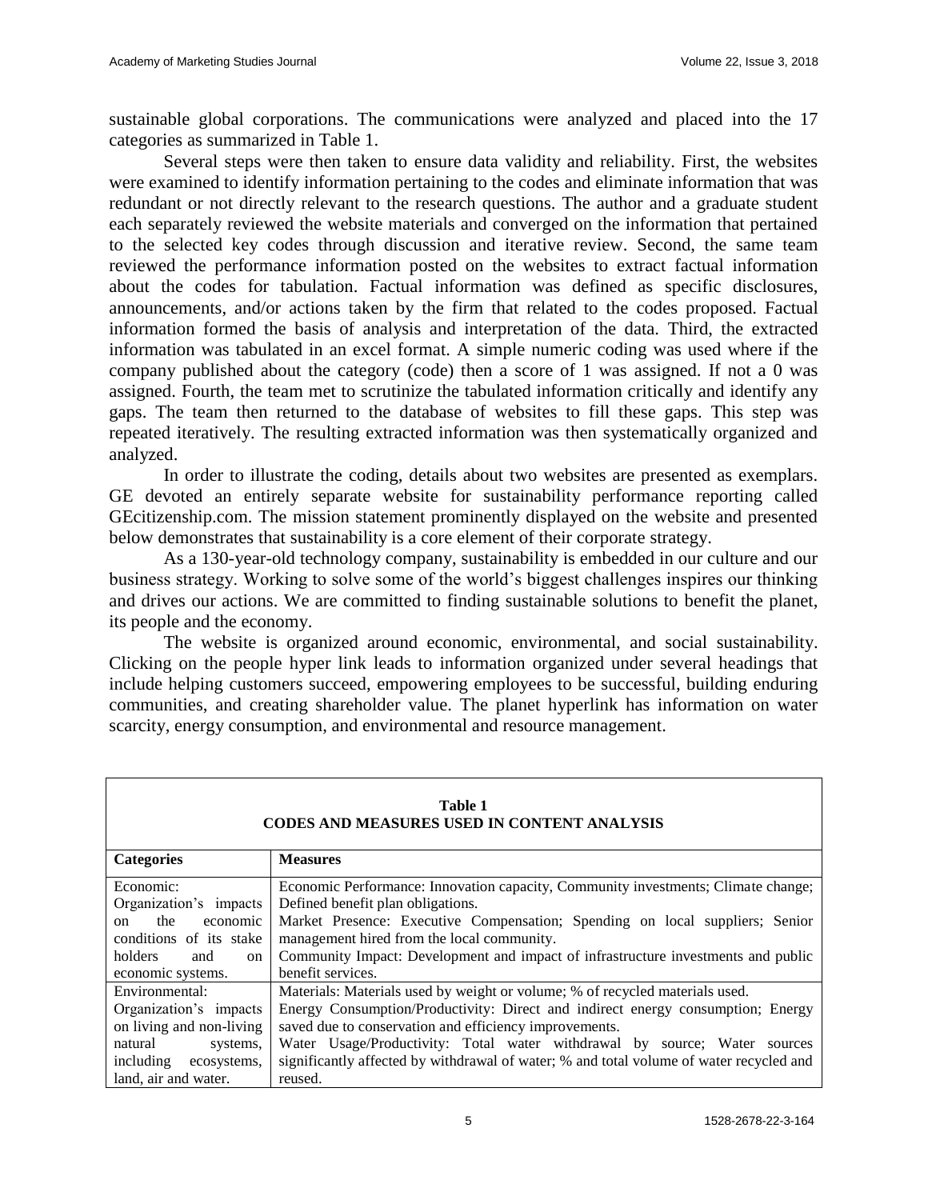sustainable global corporations. The communications were analyzed and placed into the 17 categories as summarized in Table 1.

Several steps were then taken to ensure data validity and reliability. First, the websites were examined to identify information pertaining to the codes and eliminate information that was redundant or not directly relevant to the research questions. The author and a graduate student each separately reviewed the website materials and converged on the information that pertained to the selected key codes through discussion and iterative review. Second, the same team reviewed the performance information posted on the websites to extract factual information about the codes for tabulation. Factual information was defined as specific disclosures, announcements, and/or actions taken by the firm that related to the codes proposed. Factual information formed the basis of analysis and interpretation of the data. Third, the extracted information was tabulated in an excel format. A simple numeric coding was used where if the company published about the category (code) then a score of 1 was assigned. If not a 0 was assigned. Fourth, the team met to scrutinize the tabulated information critically and identify any gaps. The team then returned to the database of websites to fill these gaps. This step was repeated iteratively. The resulting extracted information was then systematically organized and analyzed.

In order to illustrate the coding, details about two websites are presented as exemplars. GE devoted an entirely separate website for sustainability performance reporting called GEcitizenship.com. The mission statement prominently displayed on the website and presented below demonstrates that sustainability is a core element of their corporate strategy.

As a 130-year-old technology company, sustainability is embedded in our culture and our business strategy. Working to solve some of the world's biggest challenges inspires our thinking and drives our actions. We are committed to finding sustainable solutions to benefit the planet, its people and the economy.

The website is organized around economic, environmental, and social sustainability. Clicking on the people hyper link leads to information organized under several headings that include helping customers succeed, empowering employees to be successful, building enduring communities, and creating shareholder value. The planet hyperlink has information on water scarcity, energy consumption, and environmental and resource management.

**Table 1**
**CODES AND MEASURES USED IN CONTENT ANALYSIS**

| Categories | Measures |
|---|---|
| Economic: Organization's impacts on the economic conditions of its stake holders and on economic systems. | Economic Performance: Innovation capacity, Community investments; Climate change; Defined benefit plan obligations.<br>Market Presence: Executive Compensation; Spending on local suppliers; Senior management hired from the local community.<br>Community Impact: Development and impact of infrastructure investments and public benefit services. |
| Environmental: Organization's impacts on living and non-living natural systems, including ecosystems, land, air and water. | Materials: Materials used by weight or volume; % of recycled materials used.<br>Energy Consumption/Productivity: Direct and indirect energy consumption; Energy saved due to conservation and efficiency improvements.<br>Water Usage/Productivity: Total water withdrawal by source; Water sources significantly affected by withdrawal of water; % and total volume of water recycled and reused. |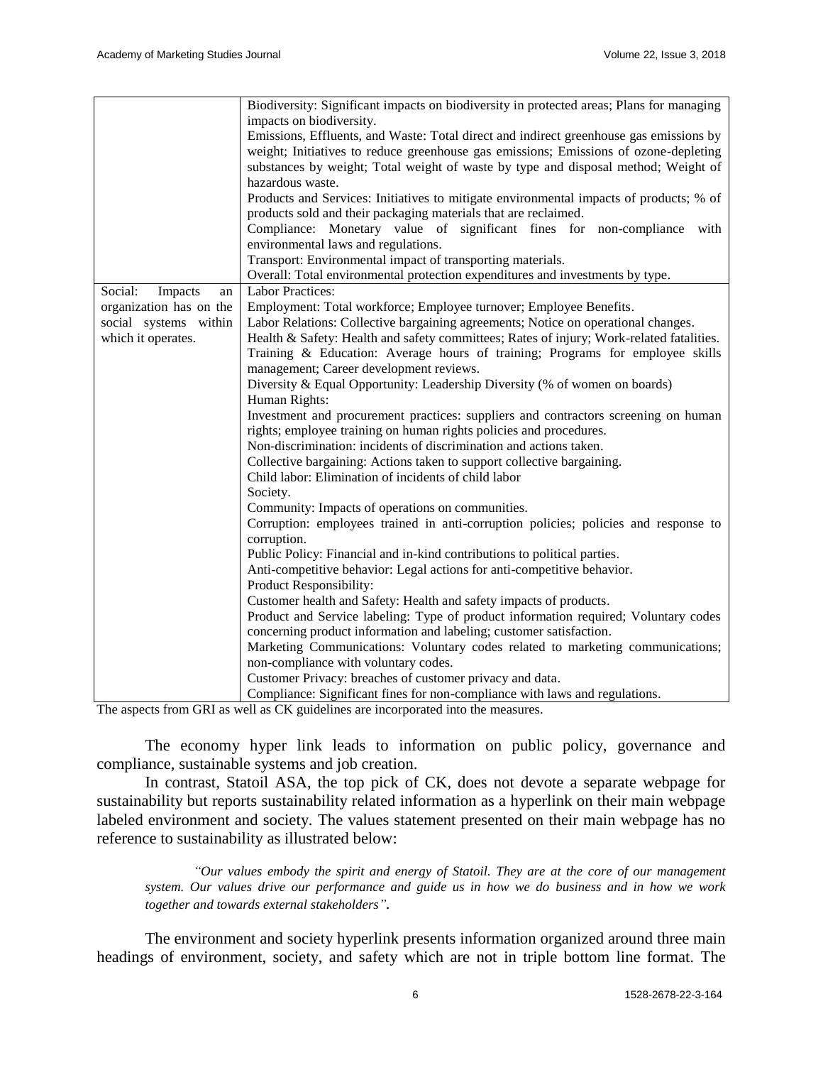| | |
|---|---|
| | Biodiversity: Significant impacts on biodiversity in protected areas; Plans for managing impacts on biodiversity.<br>Emissions, Effluents, and Waste: Total direct and indirect greenhouse gas emissions by weight; Initiatives to reduce greenhouse gas emissions; Emissions of ozone-depleting substances by weight; Total weight of waste by type and disposal method; Weight of hazardous waste.<br>Products and Services: Initiatives to mitigate environmental impacts of products; % of products sold and their packaging materials that are reclaimed.<br>Compliance: Monetary value of significant fines for non-compliance with environmental laws and regulations.<br>Transport: Environmental impact of transporting materials.<br>Overall: Total environmental protection expenditures and investments by type. |
| Social: Impacts an organization has on the social systems within which it operates. | Labor Practices:<br>Employment: Total workforce; Employee turnover; Employee Benefits.<br>Labor Relations: Collective bargaining agreements; Notice on operational changes.<br>Health & Safety: Health and safety committees; Rates of injury; Work-related fatalities.<br>Training & Education: Average hours of training; Programs for employee skills management; Career development reviews.<br>Diversity & Equal Opportunity: Leadership Diversity (% of women on boards)<br>Human Rights:<br>Investment and procurement practices: suppliers and contractors screening on human rights; employee training on human rights policies and procedures.<br>Non-discrimination: incidents of discrimination and actions taken.<br>Collective bargaining: Actions taken to support collective bargaining.<br>Child labor: Elimination of incidents of child labor<br>Society.<br>Community: Impacts of operations on communities.<br>Corruption: employees trained in anti-corruption policies; policies and response to corruption.<br>Public Policy: Financial and in-kind contributions to political parties.<br>Anti-competitive behavior: Legal actions for anti-competitive behavior.<br>Product Responsibility:<br>Customer health and Safety: Health and safety impacts of products.<br>Product and Service labeling: Type of product information required; Voluntary codes concerning product information and labeling; customer satisfaction.<br>Marketing Communications: Voluntary codes related to marketing communications; non-compliance with voluntary codes.<br>Customer Privacy: breaches of customer privacy and data.<br>Compliance: Significant fines for non-compliance with laws and regulations. |

The aspects from GRI as well as CK guidelines are incorporated into the measures.

The economy hyper link leads to information on public policy, governance and compliance, sustainable systems and job creation.

In contrast, Statoil ASA, the top pick of CK, does not devote a separate webpage for sustainability but reports sustainability related information as a hyperlink on their main webpage labeled environment and society. The values statement presented on their main webpage has no reference to sustainability as illustrated below:

> *"Our values embody the spirit and energy of Statoil. They are at the core of our management system. Our values drive our performance and guide us in how we do business and in how we work together and towards external stakeholders".*

The environment and society hyperlink presents information organized around three main headings of environment, society, and safety which are not in triple bottom line format. The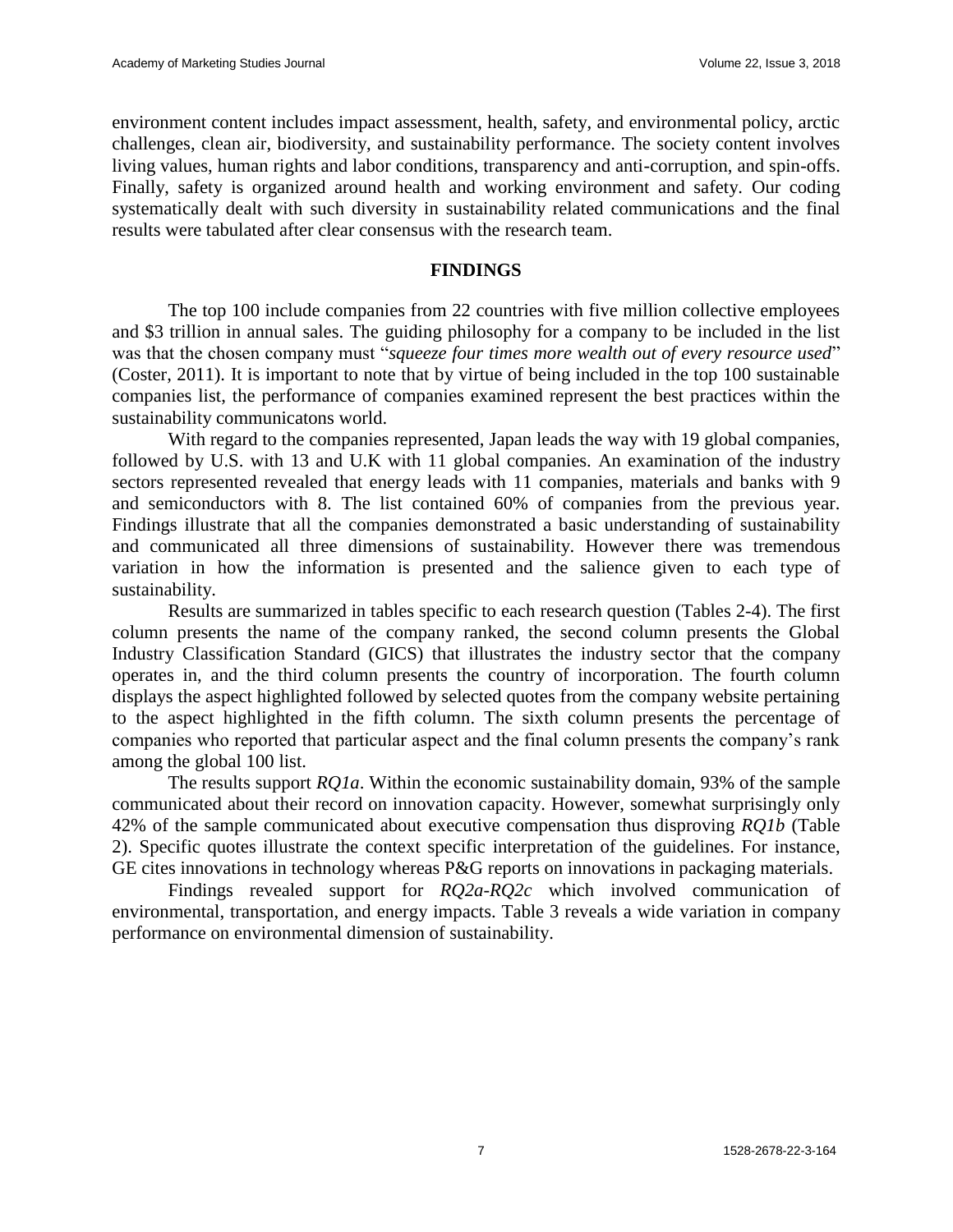environment content includes impact assessment, health, safety, and environmental policy, arctic challenges, clean air, biodiversity, and sustainability performance. The society content involves living values, human rights and labor conditions, transparency and anti-corruption, and spin-offs. Finally, safety is organized around health and working environment and safety. Our coding systematically dealt with such diversity in sustainability related communications and the final results were tabulated after clear consensus with the research team.

## FINDINGS

The top 100 include companies from 22 countries with five million collective employees and $3 trillion in annual sales. The guiding philosophy for a company to be included in the list was that the chosen company must "*squeeze four times more wealth out of every resource used*" (Coster, 2011). It is important to note that by virtue of being included in the top 100 sustainable companies list, the performance of companies examined represent the best practices within the sustainability communicatons world.

With regard to the companies represented, Japan leads the way with 19 global companies, followed by U.S. with 13 and U.K with 11 global companies. An examination of the industry sectors represented revealed that energy leads with 11 companies, materials and banks with 9 and semiconductors with 8. The list contained 60% of companies from the previous year. Findings illustrate that all the companies demonstrated a basic understanding of sustainability and communicated all three dimensions of sustainability. However there was tremendous variation in how the information is presented and the salience given to each type of sustainability.

Results are summarized in tables specific to each research question (Tables 2-4). The first column presents the name of the company ranked, the second column presents the Global Industry Classification Standard (GICS) that illustrates the industry sector that the company operates in, and the third column presents the country of incorporation. The fourth column displays the aspect highlighted followed by selected quotes from the company website pertaining to the aspect highlighted in the fifth column. The sixth column presents the percentage of companies who reported that particular aspect and the final column presents the company's rank among the global 100 list.

The results support *RQ1a*. Within the economic sustainability domain, 93% of the sample communicated about their record on innovation capacity. However, somewhat surprisingly only 42% of the sample communicated about executive compensation thus disproving *RQ1b* (Table 2). Specific quotes illustrate the context specific interpretation of the guidelines. For instance, GE cites innovations in technology whereas P&G reports on innovations in packaging materials.

Findings revealed support for *RQ2a-RQ2c* which involved communication of environmental, transportation, and energy impacts. Table 3 reveals a wide variation in company performance on environmental dimension of sustainability.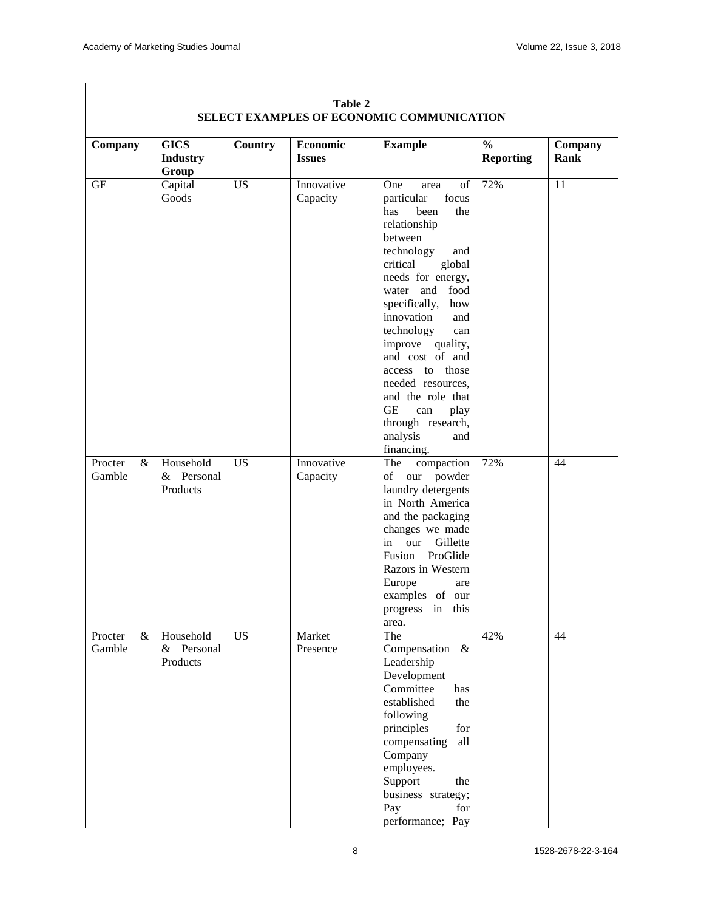**Table 2**
**SELECT EXAMPLES OF ECONOMIC COMMUNICATION**

| Company | GICS Industry Group | Country | Economic Issues | Example | % Reporting | Company Rank |
|---|---|---|---|---|---|---|
| GE | Capital Goods | US | Innovative Capacity | One area of particular focus has been the relationship between technology and critical global needs for energy, water and food specifically, how innovation and technology can improve quality, and cost of and access to those needed resources, and the role that GE can play through research, analysis and financing. | 72% | 11 |
| Procter & Gamble | Household & Personal Products | US | Innovative Capacity | The compaction of our powder laundry detergents in North America and the packaging changes we made in our Gillette Fusion ProGlide Razors in Western Europe are examples of our progress in this area. | 72% | 44 |
| Procter & Gamble | Household & Personal Products | US | Market Presence | The Compensation & Leadership Development Committee has established the following principles for compensating all Company employees. Support the business strategy; Pay for performance; Pay | 42% | 44 |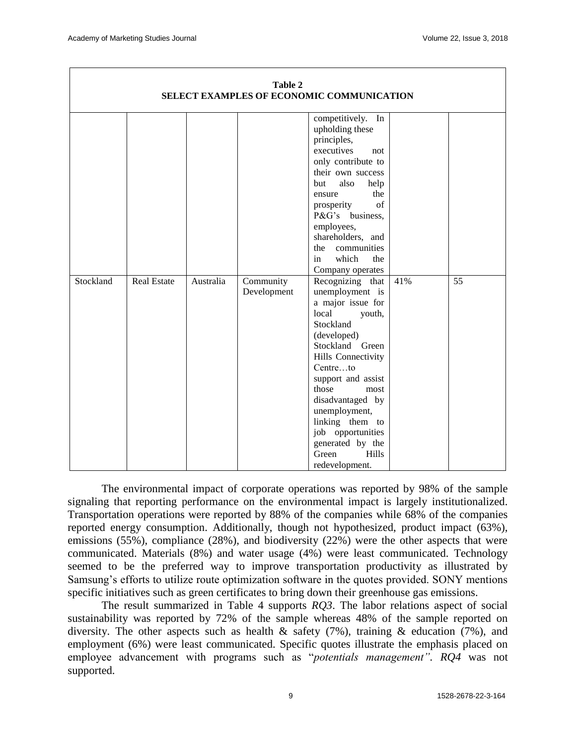**Table 2**
**SELECT EXAMPLES OF ECONOMIC COMMUNICATION**

| | | | | | | |
|---|---|---|---|---|---|---|
| | | | | competitively. In upholding these principles, executives not only contribute to their own success but also help ensure the prosperity of P&G's business, employees, shareholders, and the communities in which the Company operates | | |
| Stockland | Real Estate | Australia | Community Development | Recognizing that unemployment is a major issue for local youth, Stockland (developed) Stockland Green Hills Connectivity Centre…to support and assist those most disadvantaged by unemployment, linking them to job opportunities generated by the Green Hills redevelopment. | 41% | 55 |

The environmental impact of corporate operations was reported by 98% of the sample signaling that reporting performance on the environmental impact is largely institutionalized. Transportation operations were reported by 88% of the companies while 68% of the companies reported energy consumption. Additionally, though not hypothesized, product impact (63%), emissions (55%), compliance (28%), and biodiversity (22%) were the other aspects that were communicated. Materials (8%) and water usage (4%) were least communicated. Technology seemed to be the preferred way to improve transportation productivity as illustrated by Samsung's efforts to utilize route optimization software in the quotes provided. SONY mentions specific initiatives such as green certificates to bring down their greenhouse gas emissions.

The result summarized in Table 4 supports *RQ3*. The labor relations aspect of social sustainability was reported by 72% of the sample whereas 48% of the sample reported on diversity. The other aspects such as health & safety (7%), training & education (7%), and employment (6%) were least communicated. Specific quotes illustrate the emphasis placed on employee advancement with programs such as "*potentials management"*. *RQ4* was not supported.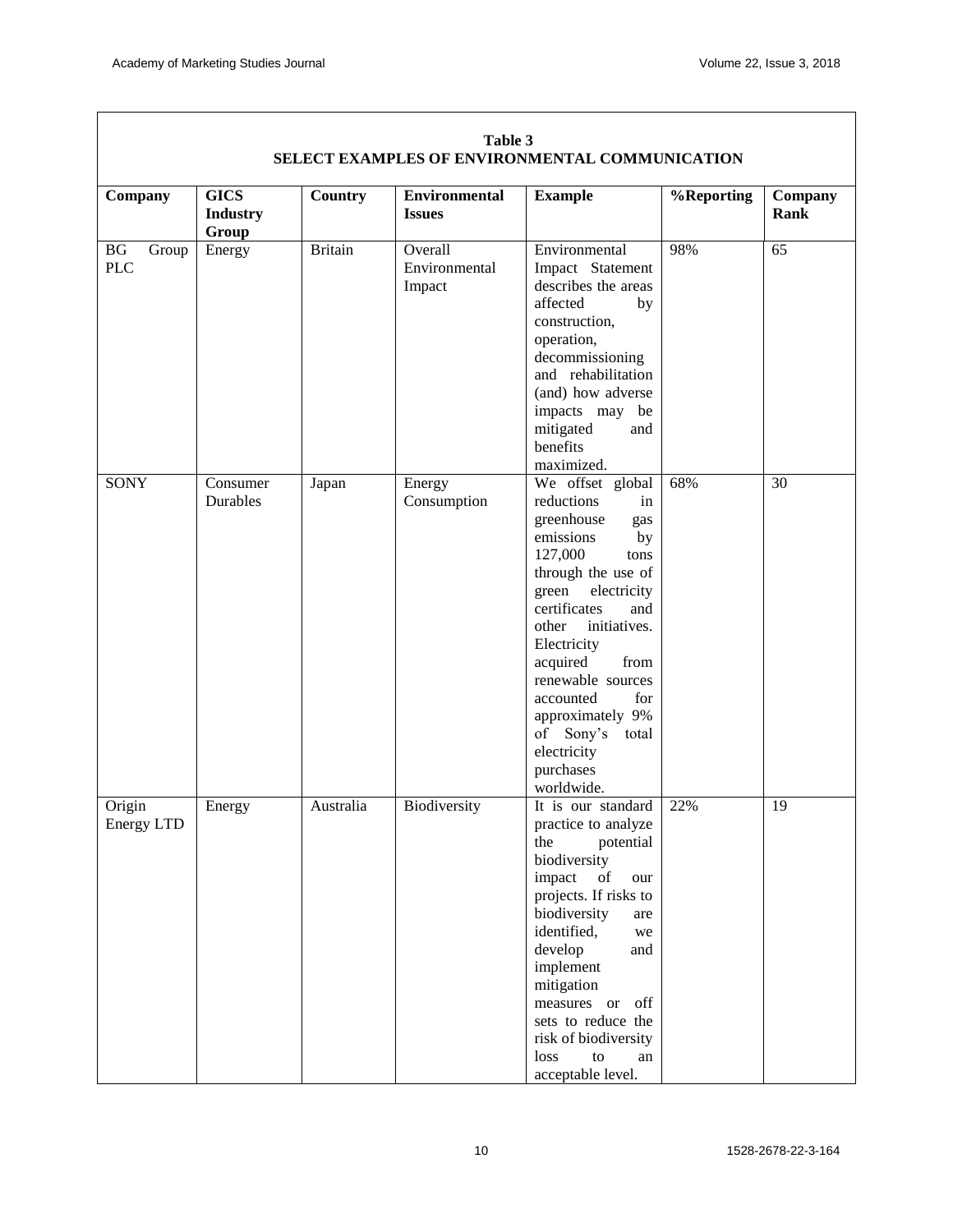**Table 3**
**SELECT EXAMPLES OF ENVIRONMENTAL COMMUNICATION**

| Company | GICS Industry Group | Country | Environmental Issues | Example | %Reporting | Company Rank |
|---|---|---|---|---|---|---|
| BG Group PLC | Energy | Britain | Overall Environmental Impact | Environmental Impact Statement describes the areas affected by construction, operation, decommissioning and rehabilitation (and) how adverse impacts may be mitigated and benefits maximized. | 98% | 65 |
| SONY | Consumer Durables | Japan | Energy Consumption | We offset global reductions in greenhouse gas emissions by 127,000 tons through the use of green electricity certificates and other initiatives. Electricity acquired from renewable sources accounted for approximately 9% of Sony's total electricity purchases worldwide. | 68% | 30 |
| Origin Energy LTD | Energy | Australia | Biodiversity | It is our standard practice to analyze the potential biodiversity impact of our projects. If risks to biodiversity are identified, we develop and implement mitigation measures or off sets to reduce the risk of biodiversity loss to an acceptable level. | 22% | 19 |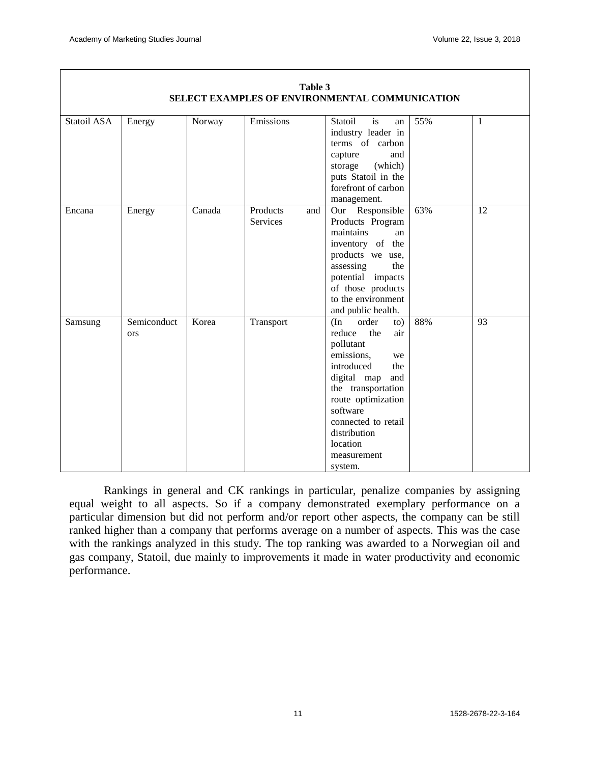**Table 3**
**SELECT EXAMPLES OF ENVIRONMENTAL COMMUNICATION**

| | | | | | | |
|---|---|---|---|---|---|---|
| Statoil ASA | Energy | Norway | Emissions | Statoil is an industry leader in terms of carbon capture and storage (which) puts Statoil in the forefront of carbon management. | 55% | 1 |
| Encana | Energy | Canada | Products and Services | Our Responsible Products Program maintains an inventory of the products we use, assessing the potential impacts of those products to the environment and public health. | 63% | 12 |
| Samsung | Semiconductors | Korea | Transport | (In order to) reduce the air pollutant emissions, we introduced the digital map and the transportation route optimization software connected to retail distribution location measurement system. | 88% | 93 |

Rankings in general and CK rankings in particular, penalize companies by assigning equal weight to all aspects. So if a company demonstrated exemplary performance on a particular dimension but did not perform and/or report other aspects, the company can be still ranked higher than a company that performs average on a number of aspects. This was the case with the rankings analyzed in this study. The top ranking was awarded to a Norwegian oil and gas company, Statoil, due mainly to improvements it made in water productivity and economic performance.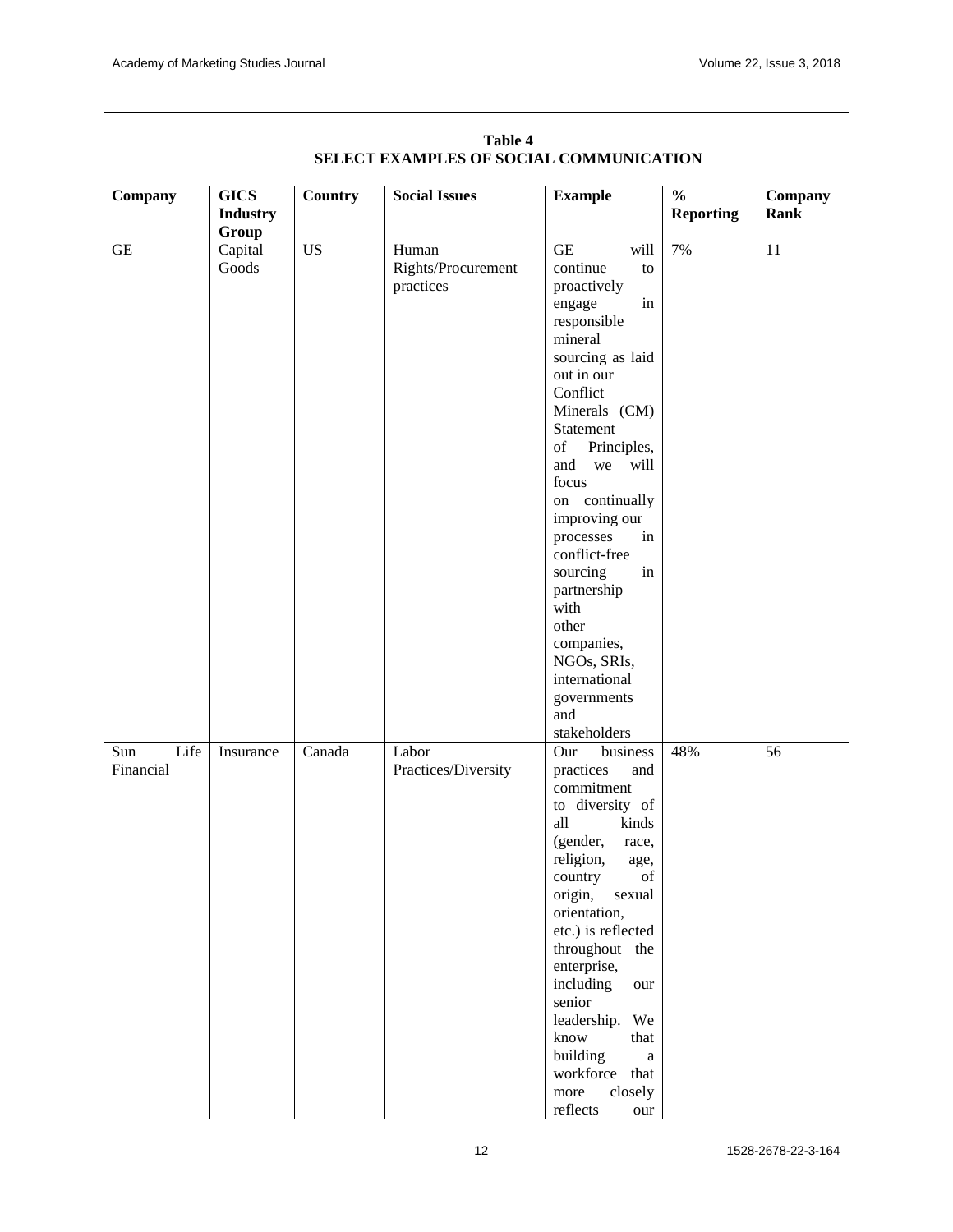**Table 4**
**SELECT EXAMPLES OF SOCIAL COMMUNICATION**

| Company | GICS Industry Group | Country | Social Issues | Example | % Reporting | Company Rank |
|---|---|---|---|---|---|---|
| GE | Capital Goods | US | Human Rights/Procurement practices | GE will continue to proactively engage in responsible mineral sourcing as laid out in our Conflict Minerals (CM) Statement of Principles, and we will focus on continually improving our processes in conflict-free sourcing in partnership with other companies, NGOs, SRIs, international governments and stakeholders | 7% | 11 |
| Sun Life Financial | Insurance | Canada | Labor Practices/Diversity | Our business practices and commitment to diversity of all kinds (gender, race, religion, age, country of origin, sexual orientation, etc.) is reflected throughout the enterprise, including our senior leadership. We know that building a workforce that more closely reflects our | 48% | 56 |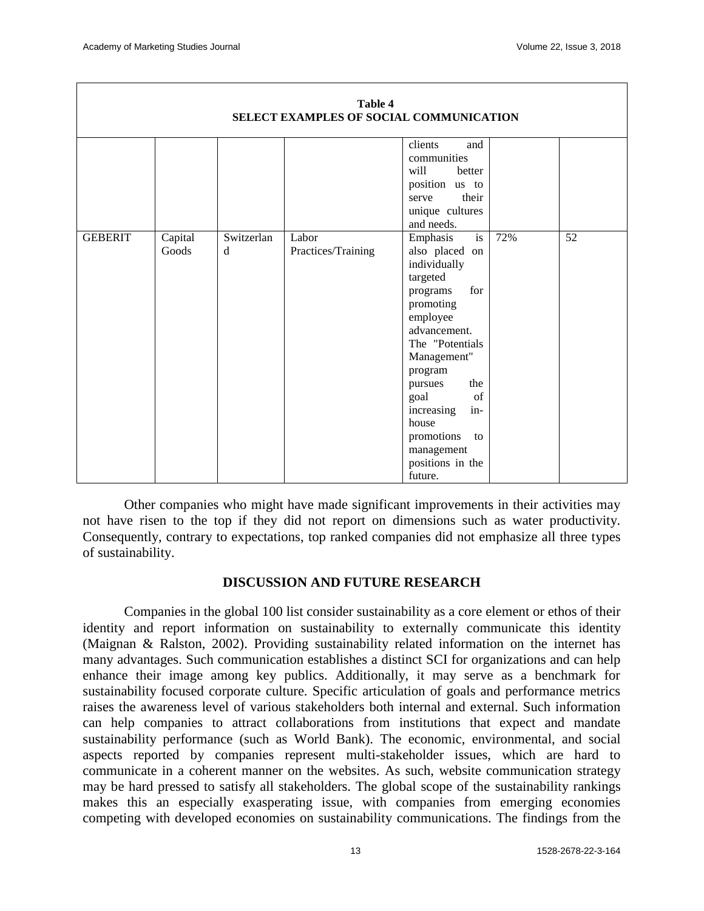**Table 4**
**SELECT EXAMPLES OF SOCIAL COMMUNICATION**

| | | | | | | |
|---|---|---|---|---|---|---|
| | | | | clients and communities will better position us to serve their unique cultures and needs. | | |
| GEBERIT | Capital Goods | Switzerland | Labor Practices/Training | Emphasis is also placed on individually targeted programs for promoting employee advancement. The "Potentials Management" program pursues the goal of increasing in-house promotions to management positions in the future. | 72% | 52 |

Other companies who might have made significant improvements in their activities may not have risen to the top if they did not report on dimensions such as water productivity. Consequently, contrary to expectations, top ranked companies did not emphasize all three types of sustainability.

## DISCUSSION AND FUTURE RESEARCH

Companies in the global 100 list consider sustainability as a core element or ethos of their identity and report information on sustainability to externally communicate this identity (Maignan & Ralston, 2002). Providing sustainability related information on the internet has many advantages. Such communication establishes a distinct SCI for organizations and can help enhance their image among key publics. Additionally, it may serve as a benchmark for sustainability focused corporate culture. Specific articulation of goals and performance metrics raises the awareness level of various stakeholders both internal and external. Such information can help companies to attract collaborations from institutions that expect and mandate sustainability performance (such as World Bank). The economic, environmental, and social aspects reported by companies represent multi-stakeholder issues, which are hard to communicate in a coherent manner on the websites. As such, website communication strategy may be hard pressed to satisfy all stakeholders. The global scope of the sustainability rankings makes this an especially exasperating issue, with companies from emerging economies competing with developed economies on sustainability communications. The findings from the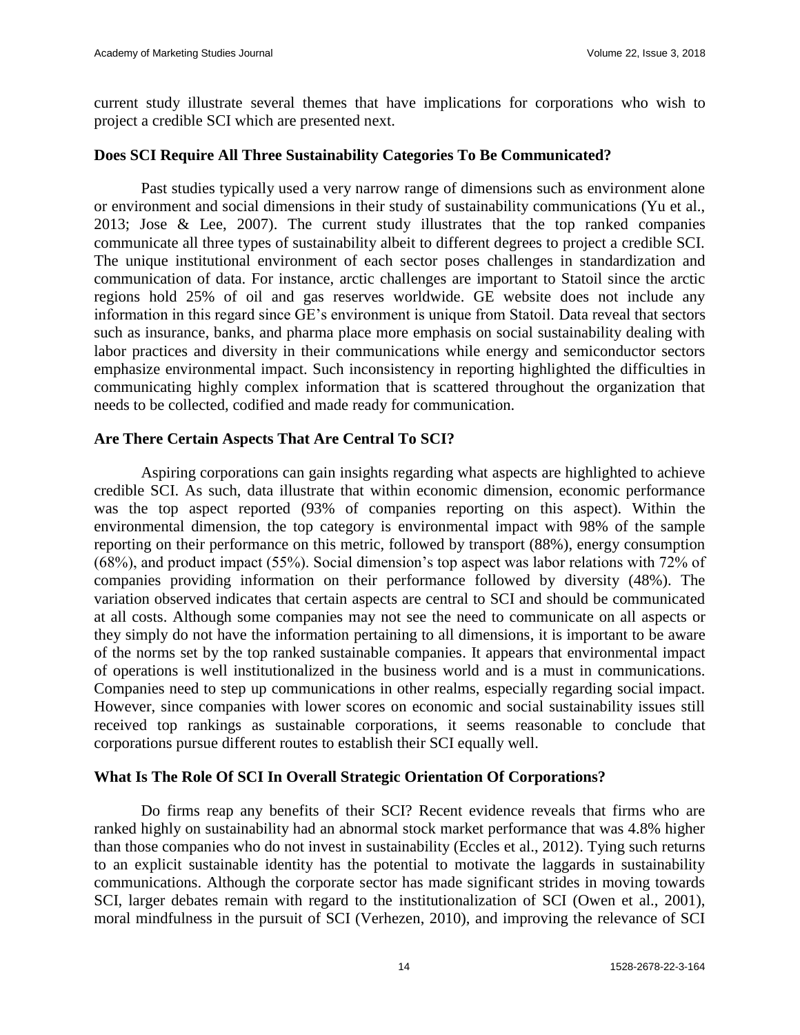current study illustrate several themes that have implications for corporations who wish to project a credible SCI which are presented next.

### Does SCI Require All Three Sustainability Categories To Be Communicated?

Past studies typically used a very narrow range of dimensions such as environment alone or environment and social dimensions in their study of sustainability communications (Yu et al., 2013; Jose & Lee, 2007). The current study illustrates that the top ranked companies communicate all three types of sustainability albeit to different degrees to project a credible SCI. The unique institutional environment of each sector poses challenges in standardization and communication of data. For instance, arctic challenges are important to Statoil since the arctic regions hold 25% of oil and gas reserves worldwide. GE website does not include any information in this regard since GE's environment is unique from Statoil. Data reveal that sectors such as insurance, banks, and pharma place more emphasis on social sustainability dealing with labor practices and diversity in their communications while energy and semiconductor sectors emphasize environmental impact. Such inconsistency in reporting highlighted the difficulties in communicating highly complex information that is scattered throughout the organization that needs to be collected, codified and made ready for communication.

### Are There Certain Aspects That Are Central To SCI?

Aspiring corporations can gain insights regarding what aspects are highlighted to achieve credible SCI. As such, data illustrate that within economic dimension, economic performance was the top aspect reported (93% of companies reporting on this aspect). Within the environmental dimension, the top category is environmental impact with 98% of the sample reporting on their performance on this metric, followed by transport (88%), energy consumption (68%), and product impact (55%). Social dimension's top aspect was labor relations with 72% of companies providing information on their performance followed by diversity (48%). The variation observed indicates that certain aspects are central to SCI and should be communicated at all costs. Although some companies may not see the need to communicate on all aspects or they simply do not have the information pertaining to all dimensions, it is important to be aware of the norms set by the top ranked sustainable companies. It appears that environmental impact of operations is well institutionalized in the business world and is a must in communications. Companies need to step up communications in other realms, especially regarding social impact. However, since companies with lower scores on economic and social sustainability issues still received top rankings as sustainable corporations, it seems reasonable to conclude that corporations pursue different routes to establish their SCI equally well.

### What Is The Role Of SCI In Overall Strategic Orientation Of Corporations?

Do firms reap any benefits of their SCI? Recent evidence reveals that firms who are ranked highly on sustainability had an abnormal stock market performance that was 4.8% higher than those companies who do not invest in sustainability (Eccles et al., 2012). Tying such returns to an explicit sustainable identity has the potential to motivate the laggards in sustainability communications. Although the corporate sector has made significant strides in moving towards SCI, larger debates remain with regard to the institutionalization of SCI (Owen et al., 2001), moral mindfulness in the pursuit of SCI (Verhezen, 2010), and improving the relevance of SCI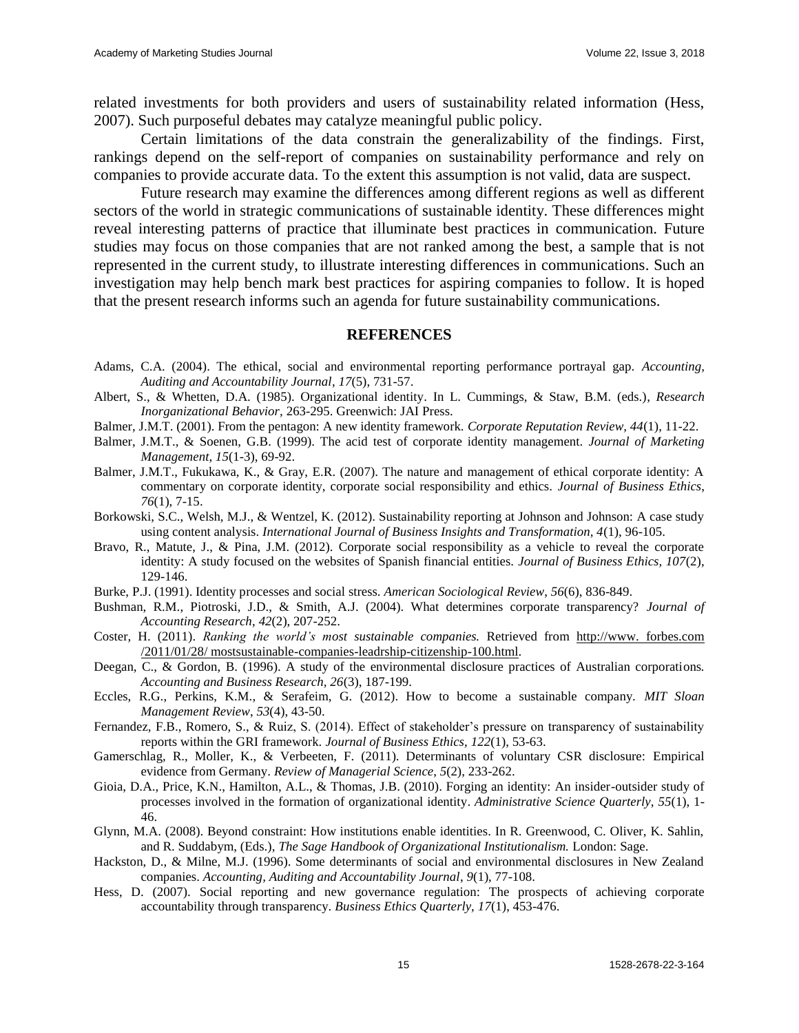related investments for both providers and users of sustainability related information (Hess, 2007). Such purposeful debates may catalyze meaningful public policy.

Certain limitations of the data constrain the generalizability of the findings. First, rankings depend on the self-report of companies on sustainability performance and rely on companies to provide accurate data. To the extent this assumption is not valid, data are suspect.

Future research may examine the differences among different regions as well as different sectors of the world in strategic communications of sustainable identity. These differences might reveal interesting patterns of practice that illuminate best practices in communication. Future studies may focus on those companies that are not ranked among the best, a sample that is not represented in the current study, to illustrate interesting differences in communications. Such an investigation may help bench mark best practices for aspiring companies to follow. It is hoped that the present research informs such an agenda for future sustainability communications.

## REFERENCES

Adams, C.A. (2004). The ethical, social and environmental reporting performance portrayal gap. *Accounting, Auditing and Accountability Journal*, *17*(5), 731-57.

Albert, S., & Whetten, D.A. (1985). Organizational identity. In L. Cummings, & Staw, B.M. (eds.), *Research Inorganizational Behavior,* 263-295. Greenwich: JAI Press.

Balmer, J.M.T. (2001). From the pentagon: A new identity framework. *Corporate Reputation Review*, *44*(1), 11-22.

Balmer, J.M.T., & Soenen, G.B. (1999). The acid test of corporate identity management. *Journal of Marketing Management*, *15*(1-3), 69-92.

Balmer, J.M.T., Fukukawa, K., & Gray, E.R. (2007). The nature and management of ethical corporate identity: A commentary on corporate identity, corporate social responsibility and ethics. *Journal of Business Ethics*, *76*(1), 7-15.

Borkowski, S.C., Welsh, M.J., & Wentzel, K. (2012). Sustainability reporting at Johnson and Johnson: A case study using content analysis. *International Journal of Business Insights and Transformation*, *4*(1), 96-105.

Bravo, R., Matute, J., & Pina, J.M. (2012). Corporate social responsibility as a vehicle to reveal the corporate identity: A study focused on the websites of Spanish financial entities. *Journal of Business Ethics, 107*(2), 129-146.

Burke, P.J. (1991). Identity processes and social stress. *American Sociological Review*, *56*(6), 836-849.

Bushman, R.M., Piotroski, J.D., & Smith, A.J. (2004). What determines corporate transparency? *Journal of Accounting Research*, *42*(2), 207-252.

Coster, H. (2011). *Ranking the world's most sustainable companies.* Retrieved from http://www. forbes.com /2011/01/28/ mostsustainable-companies-leadrship-citizenship-100.html.

Deegan, C., & Gordon, B. (1996). A study of the environmental disclosure practices of Australian corporations*. Accounting and Business Research, 26*(3), 187-199.

Eccles, R.G., Perkins, K.M., & Serafeim, G. (2012). How to become a sustainable company. *MIT Sloan Management Review*, *53*(4), 43-50.

Fernandez, F.B., Romero, S., & Ruiz, S. (2014). Effect of stakeholder's pressure on transparency of sustainability reports within the GRI framework. *Journal of Business Ethics, 122*(1), 53-63.

Gamerschlag, R., Moller, K., & Verbeeten, F. (2011). Determinants of voluntary CSR disclosure: Empirical evidence from Germany. *Review of Managerial Science, 5*(2), 233-262.

Gioia, D.A., Price, K.N., Hamilton, A.L., & Thomas, J.B. (2010). Forging an identity: An insider-outsider study of processes involved in the formation of organizational identity. *Administrative Science Quarterly*, *55*(1), 1-46.

Glynn, M.A. (2008). Beyond constraint: How institutions enable identities. In R. Greenwood, C. Oliver, K. Sahlin, and R. Suddabym, (Eds.), *The Sage Handbook of Organizational Institutionalism.* London: Sage.

Hackston, D., & Milne, M.J. (1996). Some determinants of social and environmental disclosures in New Zealand companies. *Accounting, Auditing and Accountability Journal*, *9*(1), 77-108.

Hess, D. (2007). Social reporting and new governance regulation: The prospects of achieving corporate accountability through transparency. *Business Ethics Quarterly*, *17*(1), 453-476.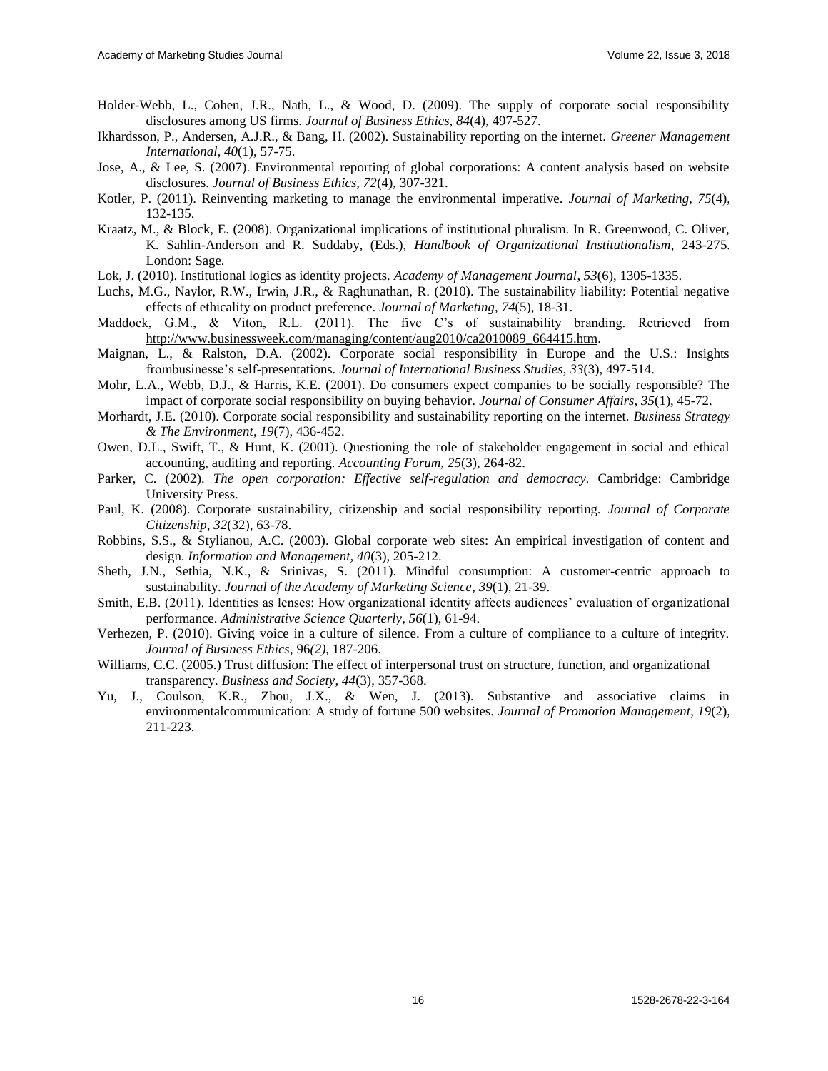Holder-Webb, L., Cohen, J.R., Nath, L., & Wood, D. (2009). The supply of corporate social responsibility disclosures among US firms. *Journal of Business Ethics*, *84*(4), 497-527.

Ikhardsson, P., Andersen, A.J.R., & Bang, H. (2002). Sustainability reporting on the internet. *Greener Management International*, *40*(1), 57-75.

Jose, A., & Lee, S. (2007). Environmental reporting of global corporations: A content analysis based on website disclosures. *Journal of Business Ethics, 72*(4), 307-321.

Kotler, P. (2011). Reinventing marketing to manage the environmental imperative. *Journal of Marketing*, *75*(4), 132-135.

Kraatz, M., & Block, E. (2008). Organizational implications of institutional pluralism. In R. Greenwood, C. Oliver, K. Sahlin-Anderson and R. Suddaby, (Eds.), *Handbook of Organizational Institutionalism*, 243-275. London: Sage.

Lok, J. (2010). Institutional logics as identity projects. *Academy of Management Journal*, *53*(6), 1305-1335.

Luchs, M.G., Naylor, R.W., Irwin, J.R., & Raghunathan, R. (2010). The sustainability liability: Potential negative effects of ethicality on product preference. *Journal of Marketing, 74*(5), 18-31.

Maddock, G.M., & Viton, R.L. (2011). The five C's of sustainability branding. Retrieved from http://www.businessweek.com/managing/content/aug2010/ca2010089_664415.htm.

Maignan, L., & Ralston, D.A. (2002). Corporate social responsibility in Europe and the U.S.: Insights frombusinesse's self-presentations. *Journal of International Business Studies*, *33*(3), 497-514.

Mohr, L.A., Webb, D.J., & Harris, K.E. (2001). Do consumers expect companies to be socially responsible? The impact of corporate social responsibility on buying behavior. *Journal of Consumer Affairs*, *35*(1), 45-72.

Morhardt, J.E. (2010). Corporate social responsibility and sustainability reporting on the internet. *Business Strategy & The Environment*, *19*(7), 436-452.

Owen, D.L., Swift, T., & Hunt, K. (2001). Questioning the role of stakeholder engagement in social and ethical accounting, auditing and reporting. *Accounting Forum, 25*(3), 264-82.

Parker, C. (2002). *The open corporation: Effective self-regulation and democracy*. Cambridge: Cambridge University Press.

Paul, K. (2008). Corporate sustainability, citizenship and social responsibility reporting. *Journal of Corporate Citizenship*, *32*(32), 63-78.

Robbins, S.S., & Stylianou, A.C. (2003). Global corporate web sites: An empirical investigation of content and design. *Information and Management*, *40*(3), 205-212.

Sheth, J.N., Sethia, N.K., & Srinivas, S. (2011). Mindful consumption: A customer-centric approach to sustainability. *Journal of the Academy of Marketing Science*, *39*(1), 21-39.

Smith, E.B. (2011). Identities as lenses: How organizational identity affects audiences' evaluation of organizational performance. *Administrative Science Quarterly*, *56*(1), 61-94.

Verhezen, P. (2010). Giving voice in a culture of silence. From a culture of compliance to a culture of integrity. *Journal of Business Ethics*, 96*(2)*, 187-206.

Williams, C.C. (2005.) Trust diffusion: The effect of interpersonal trust on structure, function, and organizational transparency. *Business and Society*, *44*(3), 357-368.

Yu, J., Coulson, K.R., Zhou, J.X., & Wen, J. (2013). Substantive and associative claims in environmentalcommunication: A study of fortune 500 websites. *Journal of Promotion Management*, *19*(2), 211-223.